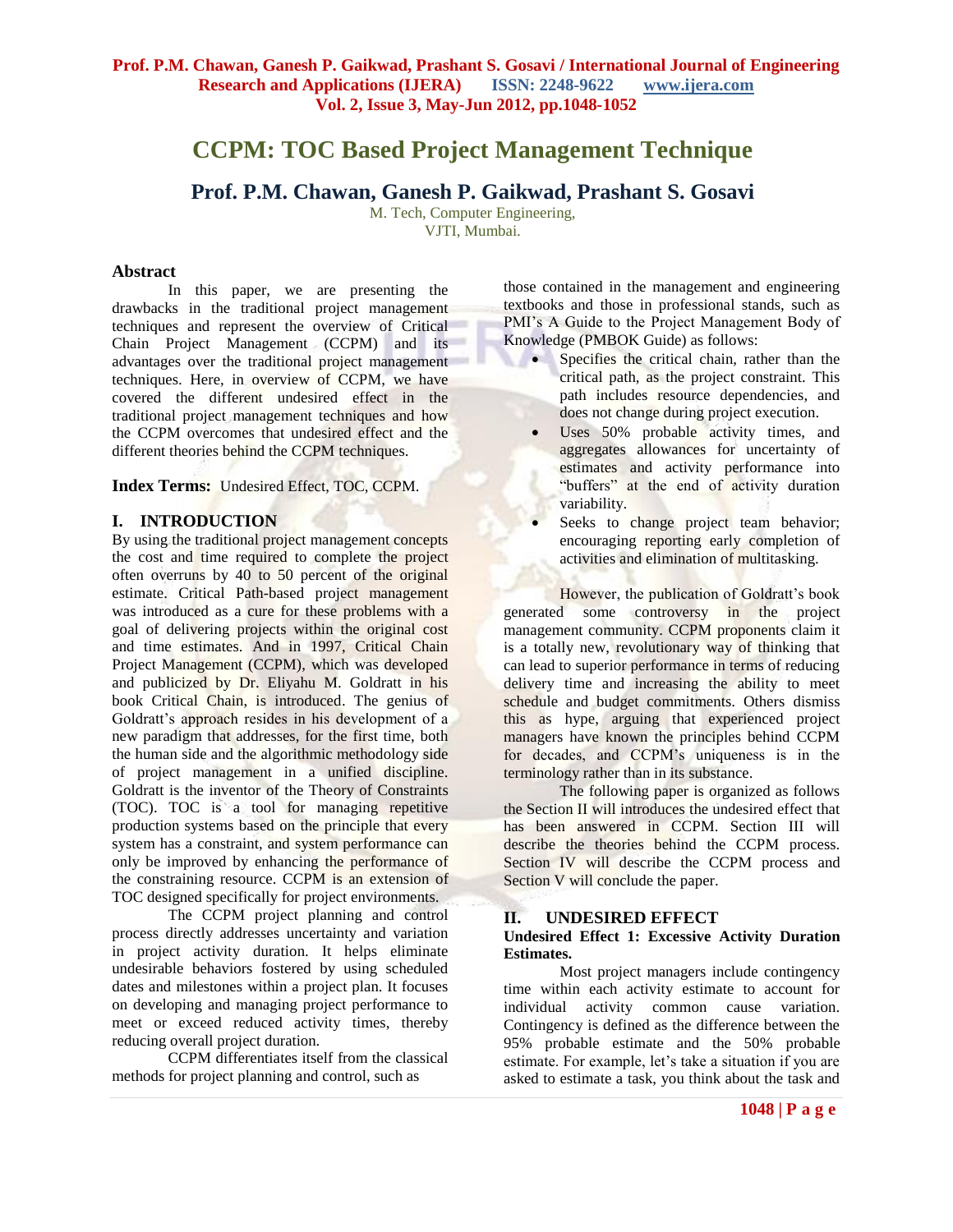# CCPM: TOC Based Project Management Technique

## Prof. P.M. Chawan, Ganesh P. Gaikwad, Prashant S. Gosavi

M. Tech, Computer Engineering,
VJTI, Mumbai.

### Abstract

In this paper, we are presenting the drawbacks in the traditional project management techniques and represent the overview of Critical Chain Project Management (CCPM) and its advantages over the traditional project management techniques. Here, in overview of CCPM, we have covered the different undesired effect in the traditional project management techniques and how the CCPM overcomes that undesired effect and the different theories behind the CCPM techniques.

**Index Terms:** Undesired Effect, TOC, CCPM.

## I. INTRODUCTION

By using the traditional project management concepts the cost and time required to complete the project often overruns by 40 to 50 percent of the original estimate. Critical Path-based project management was introduced as a cure for these problems with a goal of delivering projects within the original cost and time estimates. And in 1997, Critical Chain Project Management (CCPM), which was developed and publicized by Dr. Eliyahu M. Goldratt in his book Critical Chain, is introduced. The genius of Goldratt's approach resides in his development of a new paradigm that addresses, for the first time, both the human side and the algorithmic methodology side of project management in a unified discipline. Goldratt is the inventor of the Theory of Constraints (TOC). TOC is a tool for managing repetitive production systems based on the principle that every system has a constraint, and system performance can only be improved by enhancing the performance of the constraining resource. CCPM is an extension of TOC designed specifically for project environments.

The CCPM project planning and control process directly addresses uncertainty and variation in project activity duration. It helps eliminate undesirable behaviors fostered by using scheduled dates and milestones within a project plan. It focuses on developing and managing project performance to meet or exceed reduced activity times, thereby reducing overall project duration.

CCPM differentiates itself from the classical methods for project planning and control, such as those contained in the management and engineering textbooks and those in professional stands, such as PMI's A Guide to the Project Management Body of Knowledge (PMBOK Guide) as follows:

- Specifies the critical chain, rather than the critical path, as the project constraint. This path includes resource dependencies, and does not change during project execution.
- Uses 50% probable activity times, and aggregates allowances for uncertainty of estimates and activity performance into "buffers" at the end of activity duration variability.
- Seeks to change project team behavior; encouraging reporting early completion of activities and elimination of multitasking.

However, the publication of Goldratt's book generated some controversy in the project management community. CCPM proponents claim it is a totally new, revolutionary way of thinking that can lead to superior performance in terms of reducing delivery time and increasing the ability to meet schedule and budget commitments. Others dismiss this as hype, arguing that experienced project managers have known the principles behind CCPM for decades, and CCPM's uniqueness is in the terminology rather than in its substance.

The following paper is organized as follows the Section II will introduces the undesired effect that has been answered in CCPM. Section III will describe the theories behind the CCPM process. Section IV will describe the CCPM process and Section V will conclude the paper.

## II. UNDESIRED EFFECT

### Undesired Effect 1: Excessive Activity Duration Estimates.

Most project managers include contingency time within each activity estimate to account for individual activity common cause variation. Contingency is defined as the difference between the 95% probable estimate and the 50% probable estimate. For example, let's take a situation if you are asked to estimate a task, you think about the task and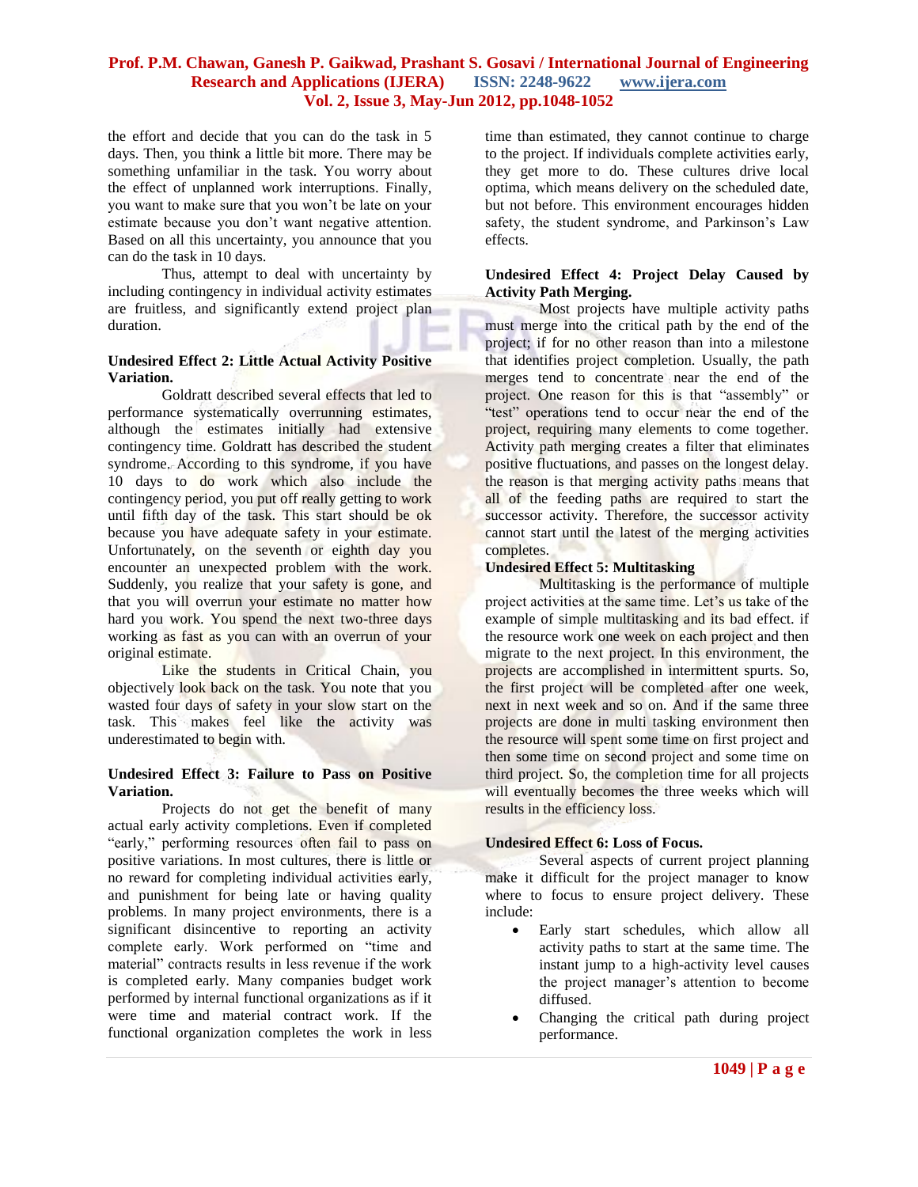the effort and decide that you can do the task in 5 days. Then, you think a little bit more. There may be something unfamiliar in the task. You worry about the effect of unplanned work interruptions. Finally, you want to make sure that you won't be late on your estimate because you don't want negative attention. Based on all this uncertainty, you announce that you can do the task in 10 days.

Thus, attempt to deal with uncertainty by including contingency in individual activity estimates are fruitless, and significantly extend project plan duration.

**Undesired Effect 2: Little Actual Activity Positive Variation.**

Goldratt described several effects that led to performance systematically overrunning estimates, although the estimates initially had extensive contingency time. Goldratt has described the student syndrome. According to this syndrome, if you have 10 days to do work which also include the contingency period, you put off really getting to work until fifth day of the task. This start should be ok because you have adequate safety in your estimate. Unfortunately, on the seventh or eighth day you encounter an unexpected problem with the work. Suddenly, you realize that your safety is gone, and that you will overrun your estimate no matter how hard you work. You spend the next two-three days working as fast as you can with an overrun of your original estimate.

Like the students in Critical Chain, you objectively look back on the task. You note that you wasted four days of safety in your slow start on the task. This makes feel like the activity was underestimated to begin with.

**Undesired Effect 3: Failure to Pass on Positive Variation.**

Projects do not get the benefit of many actual early activity completions. Even if completed "early," performing resources often fail to pass on positive variations. In most cultures, there is little or no reward for completing individual activities early, and punishment for being late or having quality problems. In many project environments, there is a significant disincentive to reporting an activity complete early. Work performed on "time and material" contracts results in less revenue if the work is completed early. Many companies budget work performed by internal functional organizations as if it were time and material contract work. If the functional organization completes the work in less time than estimated, they cannot continue to charge to the project. If individuals complete activities early, they get more to do. These cultures drive local optima, which means delivery on the scheduled date, but not before. This environment encourages hidden safety, the student syndrome, and Parkinson's Law effects.

**Undesired Effect 4: Project Delay Caused by Activity Path Merging.**

Most projects have multiple activity paths must merge into the critical path by the end of the project; if for no other reason than into a milestone that identifies project completion. Usually, the path merges tend to concentrate near the end of the project. One reason for this is that "assembly" or "test" operations tend to occur near the end of the project, requiring many elements to come together. Activity path merging creates a filter that eliminates positive fluctuations, and passes on the longest delay. the reason is that merging activity paths means that all of the feeding paths are required to start the successor activity. Therefore, the successor activity cannot start until the latest of the merging activities completes.

**Undesired Effect 5: Multitasking**

Multitasking is the performance of multiple project activities at the same time. Let's us take of the example of simple multitasking and its bad effect. if the resource work one week on each project and then migrate to the next project. In this environment, the projects are accomplished in intermittent spurts. So, the first project will be completed after one week, next in next week and so on. And if the same three projects are done in multi tasking environment then the resource will spent some time on first project and then some time on second project and some time on third project. So, the completion time for all projects will eventually becomes the three weeks which will results in the efficiency loss.

**Undesired Effect 6: Loss of Focus.**

Several aspects of current project planning make it difficult for the project manager to know where to focus to ensure project delivery. These include:

- Early start schedules, which allow all activity paths to start at the same time. The instant jump to a high-activity level causes the project manager's attention to become diffused.
- Changing the critical path during project performance.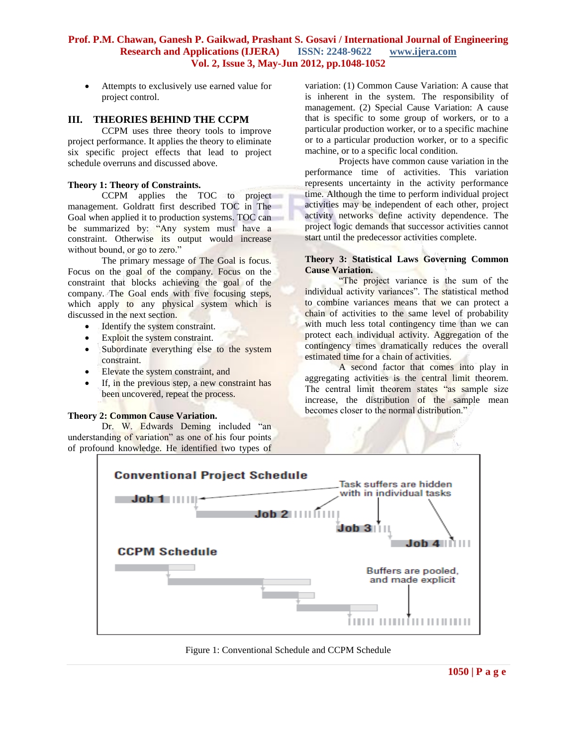- Attempts to exclusively use earned value for project control.

## III. THEORIES BEHIND THE CCPM

CCPM uses three theory tools to improve project performance. It applies the theory to eliminate six specific project effects that lead to project schedule overruns and discussed above.

**Theory 1: Theory of Constraints.**

CCPM applies the TOC to project management. Goldratt first described TOC in The Goal when applied it to production systems. TOC can be summarized by: "Any system must have a constraint. Otherwise its output would increase without bound, or go to zero."

The primary message of The Goal is focus. Focus on the goal of the company. Focus on the constraint that blocks achieving the goal of the company. The Goal ends with five focusing steps, which apply to any physical system which is discussed in the next section.

- Identify the system constraint.
- Exploit the system constraint.
- Subordinate everything else to the system constraint.
- Elevate the system constraint, and
- If, in the previous step, a new constraint has been uncovered, repeat the process.

**Theory 2: Common Cause Variation.**

Dr. W. Edwards Deming included "an understanding of variation" as one of his four points of profound knowledge. He identified two types of variation: (1) Common Cause Variation: A cause that is inherent in the system. The responsibility of management. (2) Special Cause Variation: A cause that is specific to some group of workers, or to a particular production worker, or to a specific machine or to a particular production worker, or to a specific machine, or to a specific local condition.

Projects have common cause variation in the performance time of activities. This variation represents uncertainty in the activity performance time. Although the time to perform individual project activities may be independent of each other, project activity networks define activity dependence. The project logic demands that successor activities cannot start until the predecessor activities complete.

**Theory 3: Statistical Laws Governing Common Cause Variation.**

"The project variance is the sum of the individual activity variances". The statistical method to combine variances means that we can protect a chain of activities to the same level of probability with much less total contingency time than we can protect each individual activity. Aggregation of the contingency times dramatically reduces the overall estimated time for a chain of activities.

A second factor that comes into play in aggregating activities is the central limit theorem. The central limit theorem states "as sample size increase, the distribution of the sample mean becomes closer to the normal distribution."

Figure 1: Conventional Schedule and CCPM Schedule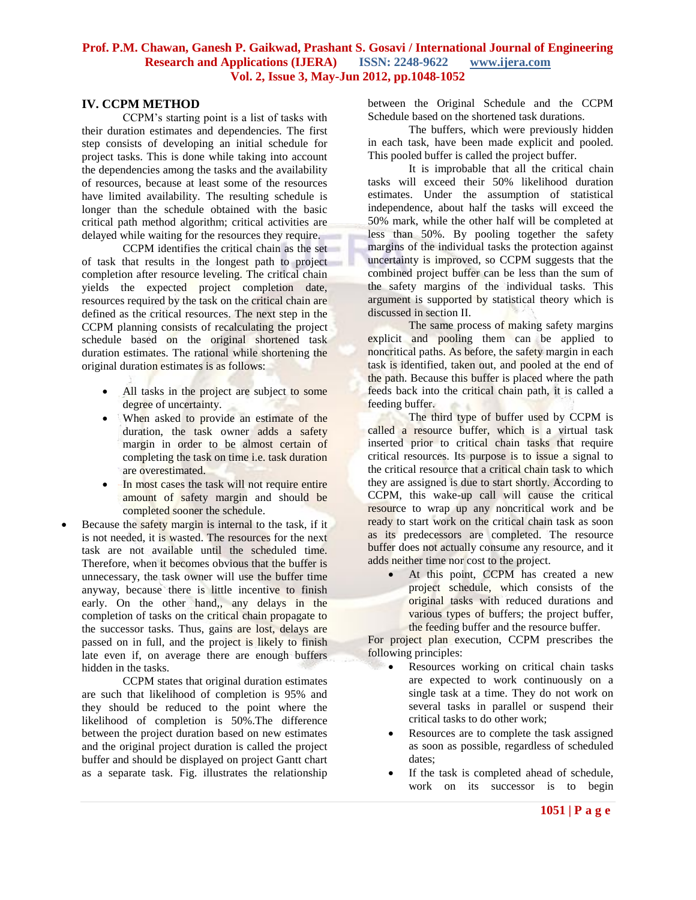## IV. CCPM METHOD

CCPM's starting point is a list of tasks with their duration estimates and dependencies. The first step consists of developing an initial schedule for project tasks. This is done while taking into account the dependencies among the tasks and the availability of resources, because at least some of the resources have limited availability. The resulting schedule is longer than the schedule obtained with the basic critical path method algorithm; critical activities are delayed while waiting for the resources they require.

CCPM identifies the critical chain as the set of task that results in the longest path to project completion after resource leveling. The critical chain yields the expected project completion date, resources required by the task on the critical chain are defined as the critical resources. The next step in the CCPM planning consists of recalculating the project schedule based on the original shortened task duration estimates. The rational while shortening the original duration estimates is as follows:

- All tasks in the project are subject to some degree of uncertainty.
- When asked to provide an estimate of the duration, the task owner adds a safety margin in order to be almost certain of completing the task on time i.e. task duration are overestimated.
- In most cases the task will not require entire amount of safety margin and should be completed sooner the schedule.
- Because the safety margin is internal to the task, if it is not needed, it is wasted. The resources for the next task are not available until the scheduled time. Therefore, when it becomes obvious that the buffer is unnecessary, the task owner will use the buffer time anyway, because there is little incentive to finish early. On the other hand,, any delays in the completion of tasks on the critical chain propagate to the successor tasks. Thus, gains are lost, delays are passed on in full, and the project is likely to finish late even if, on average there are enough buffers hidden in the tasks.

CCPM states that original duration estimates are such that likelihood of completion is 95% and they should be reduced to the point where the likelihood of completion is 50%.The difference between the project duration based on new estimates and the original project duration is called the project buffer and should be displayed on project Gantt chart as a separate task. Fig. illustrates the relationship between the Original Schedule and the CCPM Schedule based on the shortened task durations.

The buffers, which were previously hidden in each task, have been made explicit and pooled. This pooled buffer is called the project buffer.

It is improbable that all the critical chain tasks will exceed their 50% likelihood duration estimates. Under the assumption of statistical independence, about half the tasks will exceed the 50% mark, while the other half will be completed at less than 50%. By pooling together the safety margins of the individual tasks the protection against uncertainty is improved, so CCPM suggests that the combined project buffer can be less than the sum of the safety margins of the individual tasks. This argument is supported by statistical theory which is discussed in section II.

The same process of making safety margins explicit and pooling them can be applied to noncritical paths. As before, the safety margin in each task is identified, taken out, and pooled at the end of the path. Because this buffer is placed where the path feeds back into the critical chain path, it is called a feeding buffer.

The third type of buffer used by CCPM is called a resource buffer, which is a virtual task inserted prior to critical chain tasks that require critical resources. Its purpose is to issue a signal to the critical resource that a critical chain task to which they are assigned is due to start shortly. According to CCPM, this wake-up call will cause the critical resource to wrap up any noncritical work and be ready to start work on the critical chain task as soon as its predecessors are completed. The resource buffer does not actually consume any resource, and it adds neither time nor cost to the project.

- At this point, CCPM has created a new project schedule, which consists of the original tasks with reduced durations and various types of buffers; the project buffer, the feeding buffer and the resource buffer.

For project plan execution, CCPM prescribes the following principles:

- Resources working on critical chain tasks are expected to work continuously on a single task at a time. They do not work on several tasks in parallel or suspend their critical tasks to do other work;
- Resources are to complete the task assigned as soon as possible, regardless of scheduled dates;
- If the task is completed ahead of schedule, work on its successor is to begin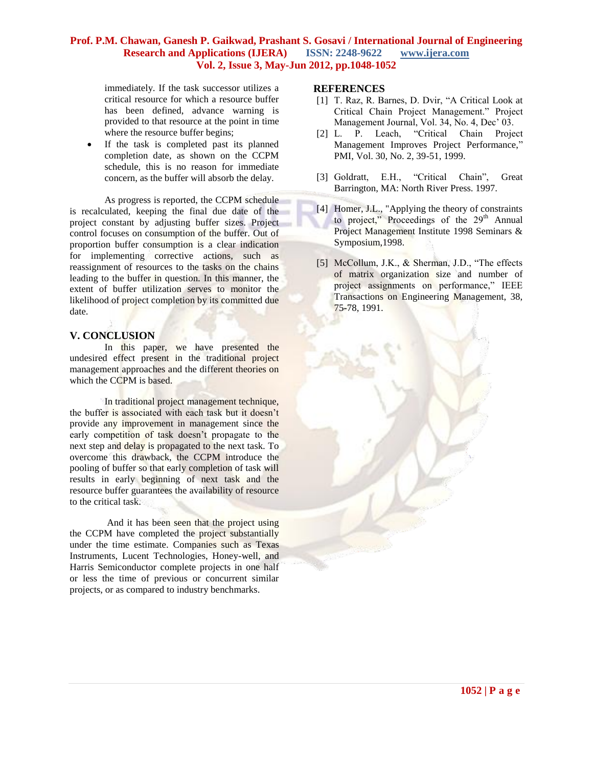immediately. If the task successor utilizes a critical resource for which a resource buffer has been defined, advance warning is provided to that resource at the point in time where the resource buffer begins;

- If the task is completed past its planned completion date, as shown on the CCPM schedule, this is no reason for immediate concern, as the buffer will absorb the delay.

As progress is reported, the CCPM schedule is recalculated, keeping the final due date of the project constant by adjusting buffer sizes. Project control focuses on consumption of the buffer. Out of proportion buffer consumption is a clear indication for implementing corrective actions, such as reassignment of resources to the tasks on the chains leading to the buffer in question. In this manner, the extent of buffer utilization serves to monitor the likelihood of project completion by its committed due date.

## V. CONCLUSION

In this paper, we have presented the undesired effect present in the traditional project management approaches and the different theories on which the CCPM is based.

In traditional project management technique, the buffer is associated with each task but it doesn't provide any improvement in management since the early competition of task doesn't propagate to the next step and delay is propagated to the next task. To overcome this drawback, the CCPM introduce the pooling of buffer so that early completion of task will results in early beginning of next task and the resource buffer guarantees the availability of resource to the critical task.

And it has been seen that the project using the CCPM have completed the project substantially under the time estimate. Companies such as Texas Instruments, Lucent Technologies, Honey-well, and Harris Semiconductor complete projects in one half or less the time of previous or concurrent similar projects, or as compared to industry benchmarks.

## REFERENCES

[1] T. Raz, R. Barnes, D. Dvir, "A Critical Look at Critical Chain Project Management." Project Management Journal, Vol. 34, No. 4, Dec' 03.

[2] L. P. Leach, "Critical Chain Project Management Improves Project Performance," PMI, Vol. 30, No. 2, 39-51, 1999.

[3] Goldratt, E.H., "Critical Chain", Great Barrington, MA: North River Press. 1997.

[4] Homer, J.L., "Applying the theory of constraints to project," Proceedings of the 29th Annual Project Management Institute 1998 Seminars & Symposium,1998.

[5] McCollum, J.K., & Sherman, J.D., "The effects of matrix organization size and number of project assignments on performance," IEEE Transactions on Engineering Management, 38, 75-78, 1991.